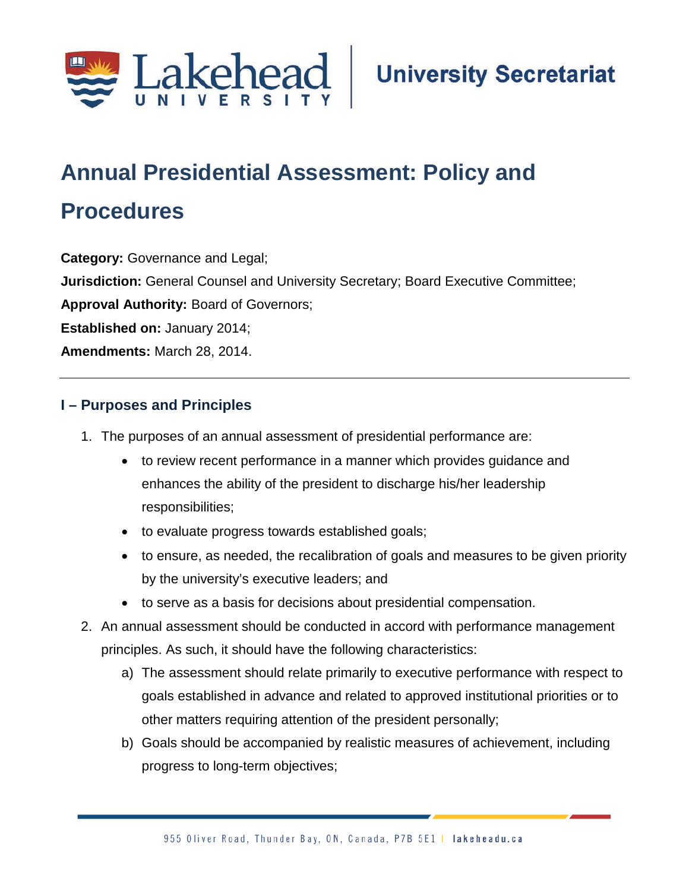Lakehead University | University Secretariat

# Annual Presidential Assessment: Policy and Procedures

**Category:** Governance and Legal;
**Jurisdiction:** General Counsel and University Secretary; Board Executive Committee;
**Approval Authority:** Board of Governors;
**Established on:** January 2014;
**Amendments:** March 28, 2014.

---

## I – Purposes and Principles

1. The purposes of an annual assessment of presidential performance are:
   - to review recent performance in a manner which provides guidance and enhances the ability of the president to discharge his/her leadership responsibilities;
   - to evaluate progress towards established goals;
   - to ensure, as needed, the recalibration of goals and measures to be given priority by the university's executive leaders; and
   - to serve as a basis for decisions about presidential compensation.
2. An annual assessment should be conducted in accord with performance management principles. As such, it should have the following characteristics:
   a) The assessment should relate primarily to executive performance with respect to goals established in advance and related to approved institutional priorities or to other matters requiring attention of the president personally;
   b) Goals should be accompanied by realistic measures of achievement, including progress to long-term objectives;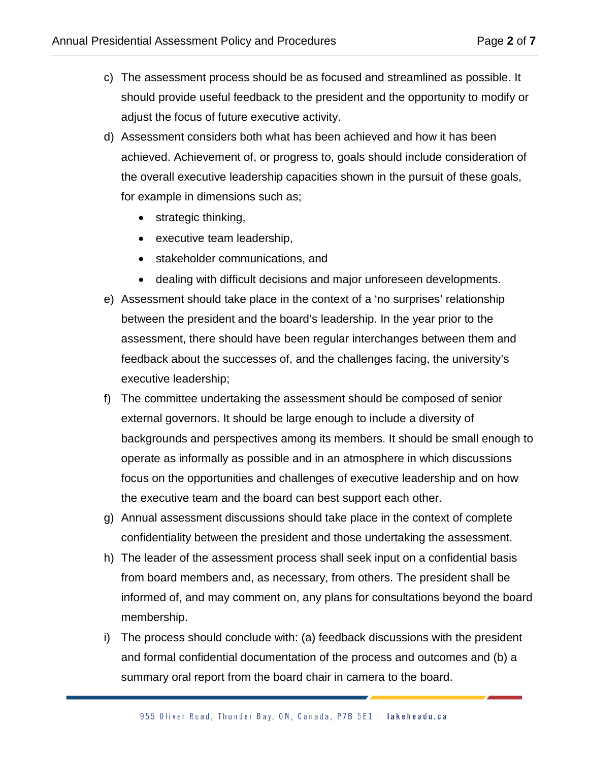c) The assessment process should be as focused and streamlined as possible. It should provide useful feedback to the president and the opportunity to modify or adjust the focus of future executive activity.

d) Assessment considers both what has been achieved and how it has been achieved. Achievement of, or progress to, goals should include consideration of the overall executive leadership capacities shown in the pursuit of these goals, for example in dimensions such as;

- strategic thinking,
- executive team leadership,
- stakeholder communications, and
- dealing with difficult decisions and major unforeseen developments.

e) Assessment should take place in the context of a 'no surprises' relationship between the president and the board's leadership. In the year prior to the assessment, there should have been regular interchanges between them and feedback about the successes of, and the challenges facing, the university's executive leadership;

f) The committee undertaking the assessment should be composed of senior external governors. It should be large enough to include a diversity of backgrounds and perspectives among its members. It should be small enough to operate as informally as possible and in an atmosphere in which discussions focus on the opportunities and challenges of executive leadership and on how the executive team and the board can best support each other.

g) Annual assessment discussions should take place in the context of complete confidentiality between the president and those undertaking the assessment.

h) The leader of the assessment process shall seek input on a confidential basis from board members and, as necessary, from others. The president shall be informed of, and may comment on, any plans for consultations beyond the board membership.

i) The process should conclude with: (a) feedback discussions with the president and formal confidential documentation of the process and outcomes and (b) a summary oral report from the board chair in camera to the board.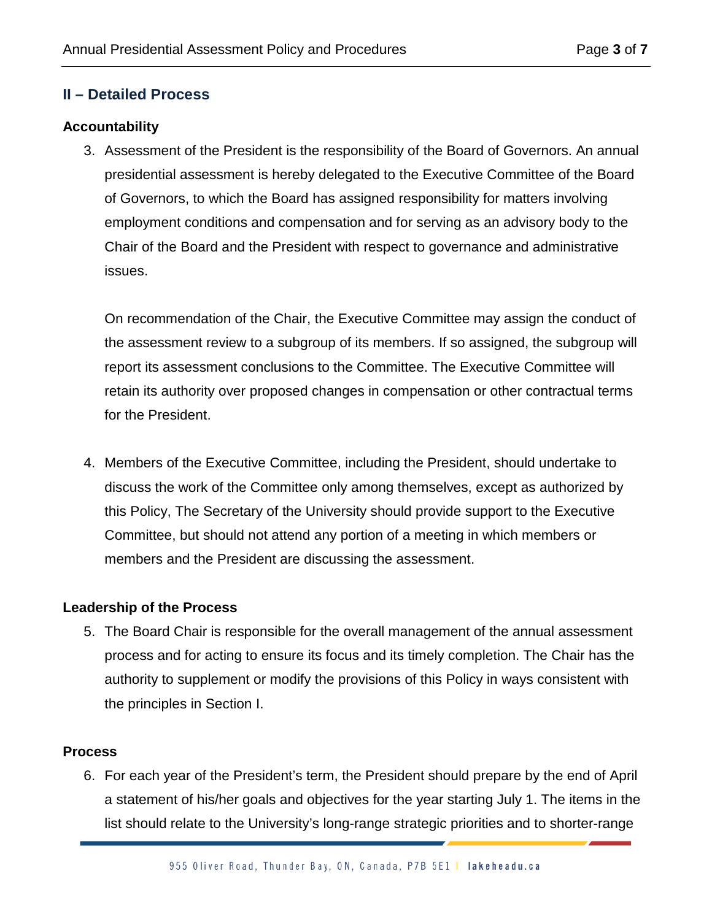## II – Detailed Process

### Accountability

3. Assessment of the President is the responsibility of the Board of Governors. An annual presidential assessment is hereby delegated to the Executive Committee of the Board of Governors, to which the Board has assigned responsibility for matters involving employment conditions and compensation and for serving as an advisory body to the Chair of the Board and the President with respect to governance and administrative issues.

   On recommendation of the Chair, the Executive Committee may assign the conduct of the assessment review to a subgroup of its members. If so assigned, the subgroup will report its assessment conclusions to the Committee. The Executive Committee will retain its authority over proposed changes in compensation or other contractual terms for the President.

4. Members of the Executive Committee, including the President, should undertake to discuss the work of the Committee only among themselves, except as authorized by this Policy, The Secretary of the University should provide support to the Executive Committee, but should not attend any portion of a meeting in which members or members and the President are discussing the assessment.

### Leadership of the Process

5. The Board Chair is responsible for the overall management of the annual assessment process and for acting to ensure its focus and its timely completion. The Chair has the authority to supplement or modify the provisions of this Policy in ways consistent with the principles in Section I.

### Process

6. For each year of the President's term, the President should prepare by the end of April a statement of his/her goals and objectives for the year starting July 1. The items in the list should relate to the University's long-range strategic priorities and to shorter-range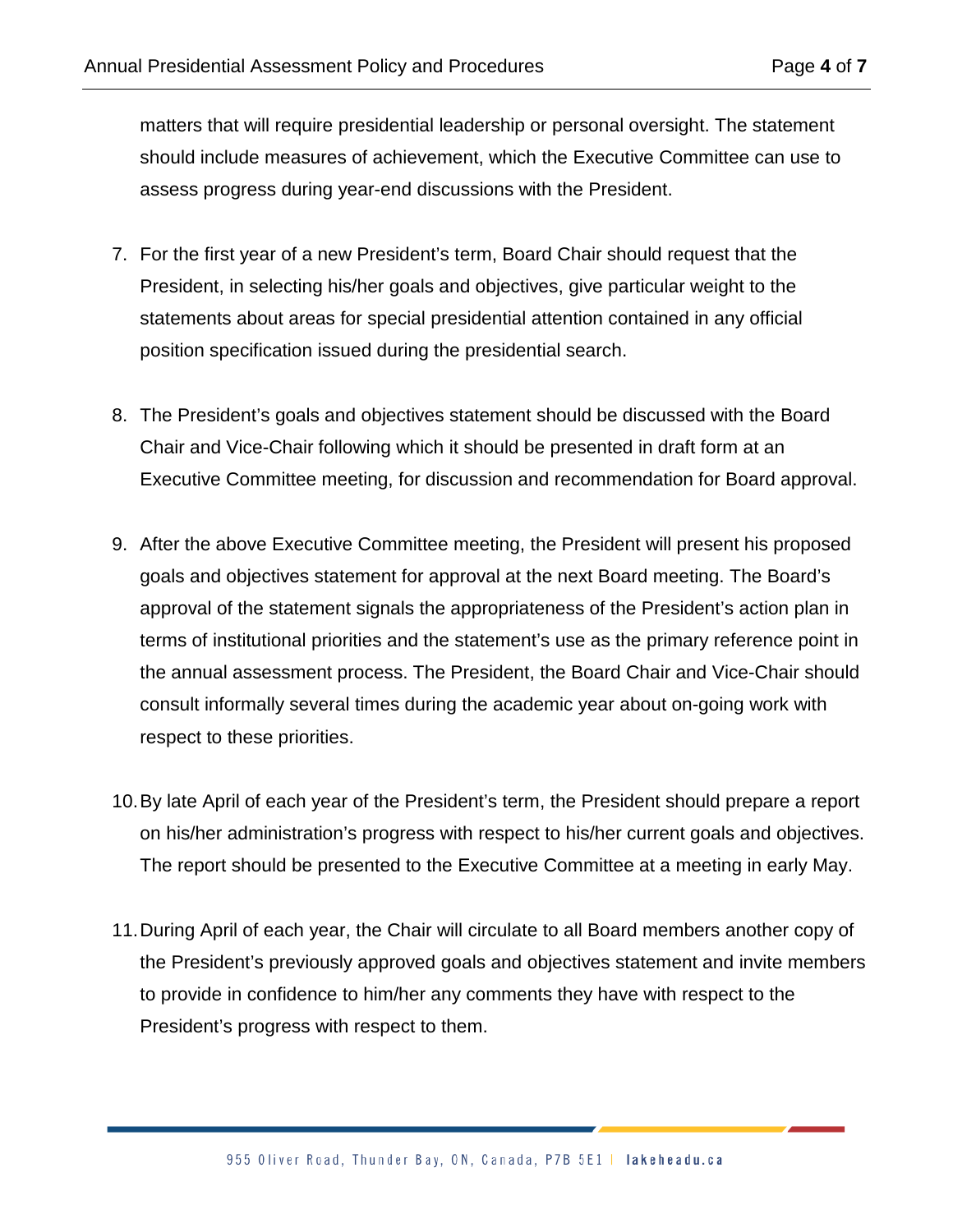matters that will require presidential leadership or personal oversight. The statement should include measures of achievement, which the Executive Committee can use to assess progress during year-end discussions with the President.

7. For the first year of a new President's term, Board Chair should request that the President, in selecting his/her goals and objectives, give particular weight to the statements about areas for special presidential attention contained in any official position specification issued during the presidential search.

8. The President's goals and objectives statement should be discussed with the Board Chair and Vice-Chair following which it should be presented in draft form at an Executive Committee meeting, for discussion and recommendation for Board approval.

9. After the above Executive Committee meeting, the President will present his proposed goals and objectives statement for approval at the next Board meeting. The Board's approval of the statement signals the appropriateness of the President's action plan in terms of institutional priorities and the statement's use as the primary reference point in the annual assessment process. The President, the Board Chair and Vice-Chair should consult informally several times during the academic year about on-going work with respect to these priorities.

10. By late April of each year of the President's term, the President should prepare a report on his/her administration's progress with respect to his/her current goals and objectives. The report should be presented to the Executive Committee at a meeting in early May.

11. During April of each year, the Chair will circulate to all Board members another copy of the President's previously approved goals and objectives statement and invite members to provide in confidence to him/her any comments they have with respect to the President's progress with respect to them.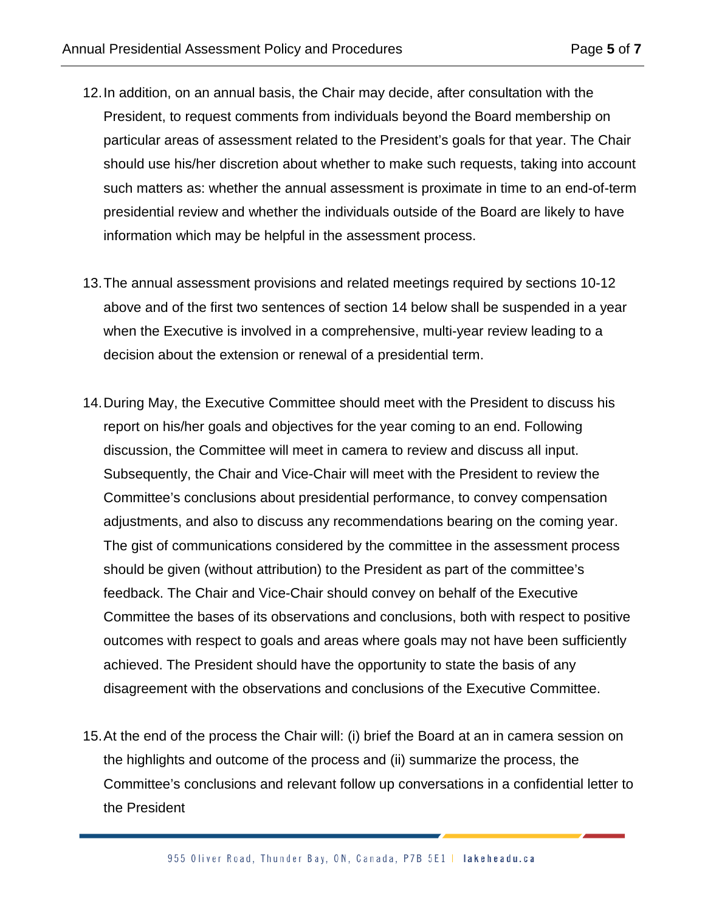12. In addition, on an annual basis, the Chair may decide, after consultation with the President, to request comments from individuals beyond the Board membership on particular areas of assessment related to the President's goals for that year. The Chair should use his/her discretion about whether to make such requests, taking into account such matters as: whether the annual assessment is proximate in time to an end-of-term presidential review and whether the individuals outside of the Board are likely to have information which may be helpful in the assessment process.

13. The annual assessment provisions and related meetings required by sections 10-12 above and of the first two sentences of section 14 below shall be suspended in a year when the Executive is involved in a comprehensive, multi-year review leading to a decision about the extension or renewal of a presidential term.

14. During May, the Executive Committee should meet with the President to discuss his report on his/her goals and objectives for the year coming to an end. Following discussion, the Committee will meet in camera to review and discuss all input. Subsequently, the Chair and Vice-Chair will meet with the President to review the Committee's conclusions about presidential performance, to convey compensation adjustments, and also to discuss any recommendations bearing on the coming year. The gist of communications considered by the committee in the assessment process should be given (without attribution) to the President as part of the committee's feedback. The Chair and Vice-Chair should convey on behalf of the Executive Committee the bases of its observations and conclusions, both with respect to positive outcomes with respect to goals and areas where goals may not have been sufficiently achieved. The President should have the opportunity to state the basis of any disagreement with the observations and conclusions of the Executive Committee.

15. At the end of the process the Chair will: (i) brief the Board at an in camera session on the highlights and outcome of the process and (ii) summarize the process, the Committee's conclusions and relevant follow up conversations in a confidential letter to the President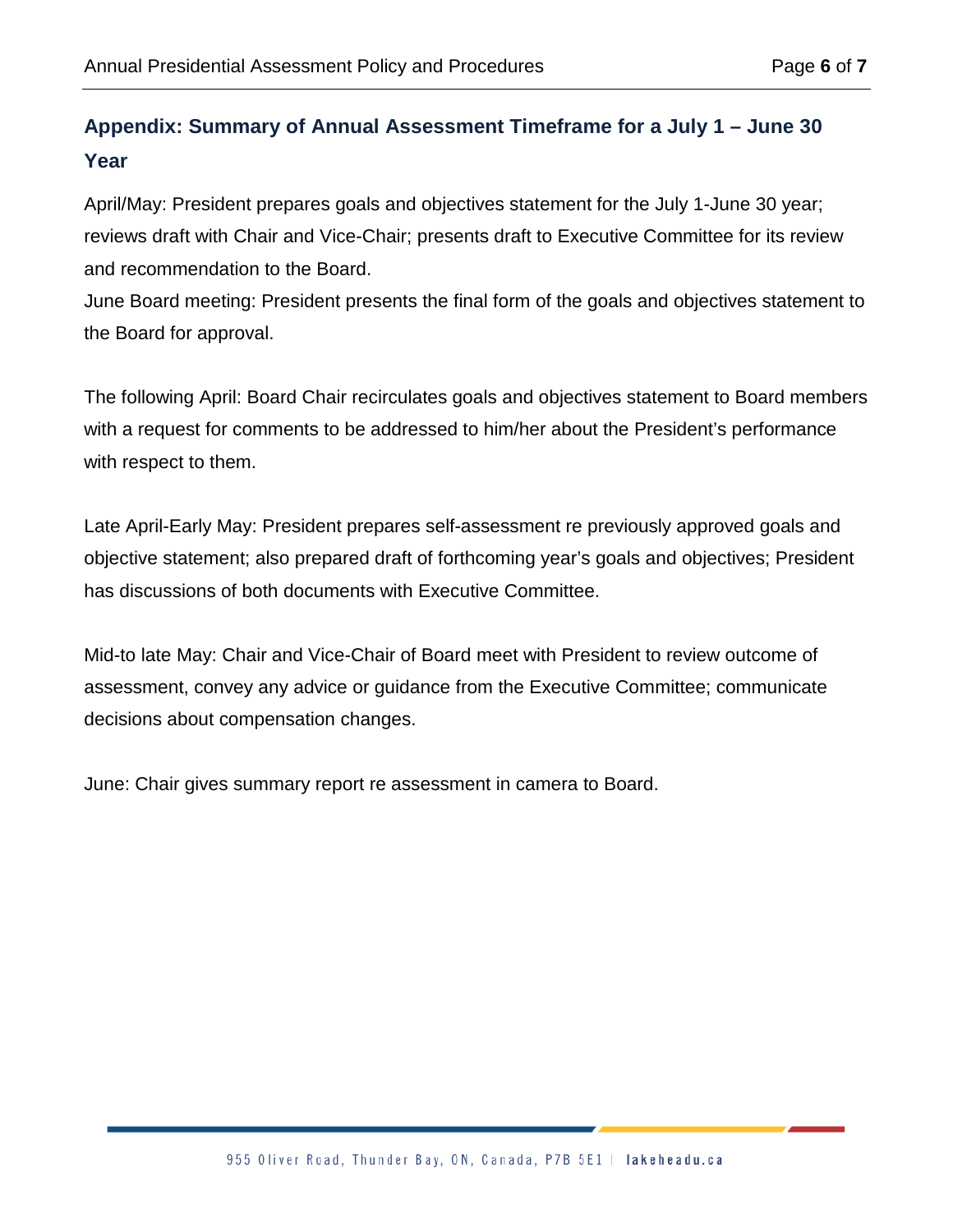## Appendix: Summary of Annual Assessment Timeframe for a July 1 – June 30 Year

April/May: President prepares goals and objectives statement for the July 1-June 30 year; reviews draft with Chair and Vice-Chair; presents draft to Executive Committee for its review and recommendation to the Board.
June Board meeting: President presents the final form of the goals and objectives statement to the Board for approval.

The following April: Board Chair recirculates goals and objectives statement to Board members with a request for comments to be addressed to him/her about the President's performance with respect to them.

Late April-Early May: President prepares self-assessment re previously approved goals and objective statement; also prepared draft of forthcoming year's goals and objectives; President has discussions of both documents with Executive Committee.

Mid-to late May: Chair and Vice-Chair of Board meet with President to review outcome of assessment, convey any advice or guidance from the Executive Committee; communicate decisions about compensation changes.

June: Chair gives summary report re assessment in camera to Board.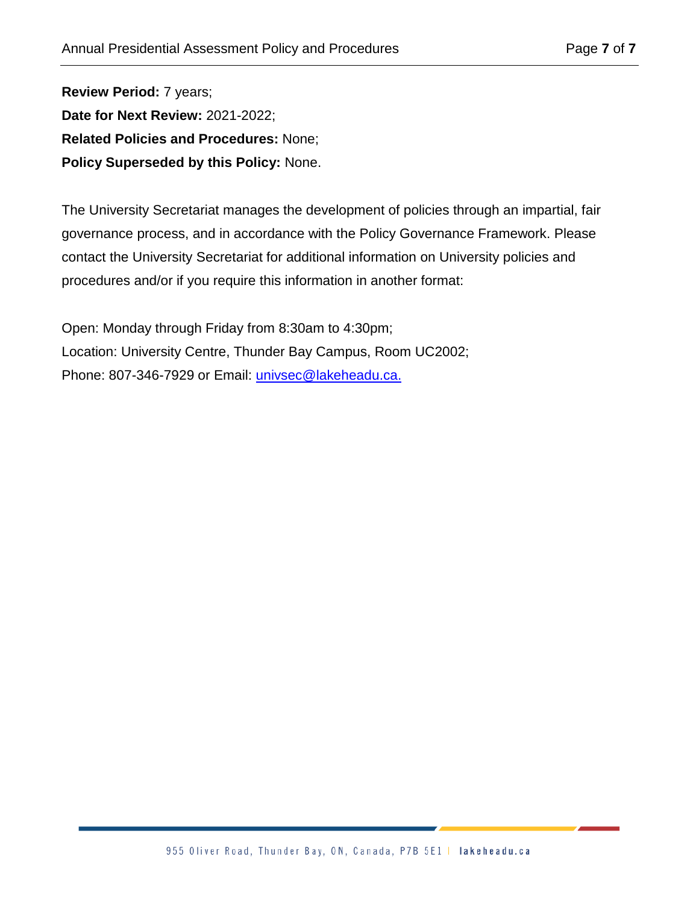**Review Period:** 7 years;
**Date for Next Review:** 2021-2022;
**Related Policies and Procedures:** None;
**Policy Superseded by this Policy:** None.

The University Secretariat manages the development of policies through an impartial, fair governance process, and in accordance with the Policy Governance Framework. Please contact the University Secretariat for additional information on University policies and procedures and/or if you require this information in another format:

Open: Monday through Friday from 8:30am to 4:30pm;
Location: University Centre, Thunder Bay Campus, Room UC2002;
Phone: 807-346-7929 or Email: univsec@lakeheadu.ca.